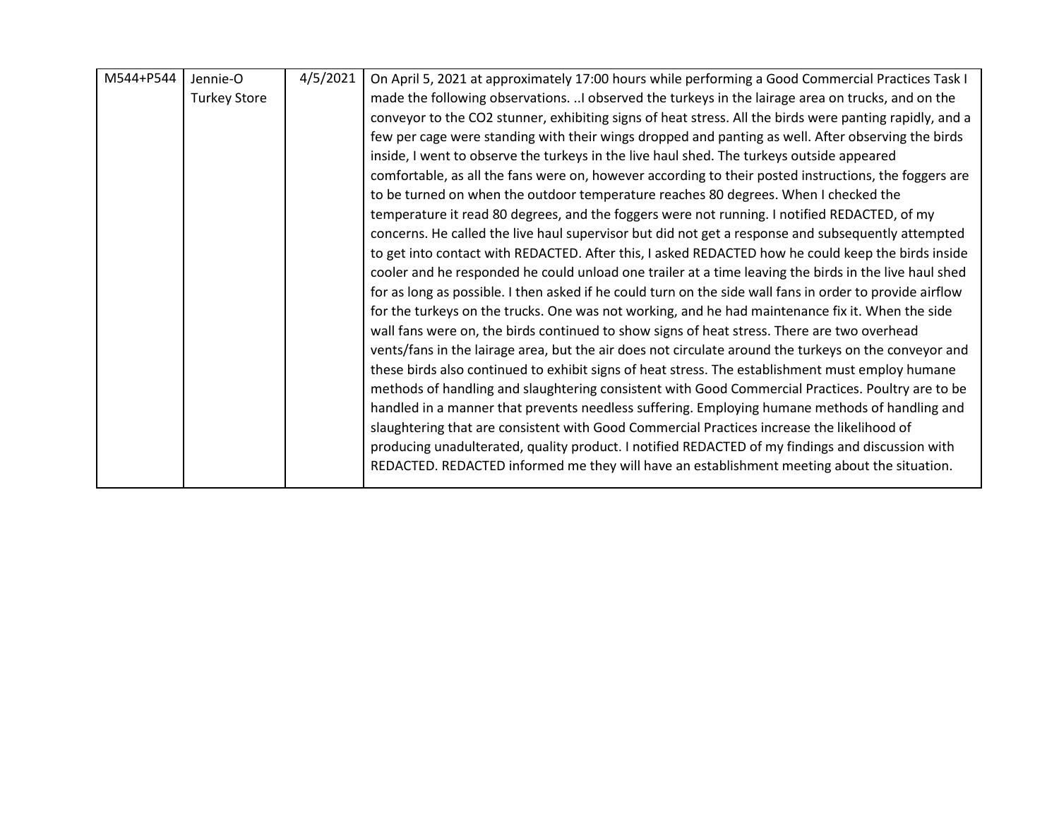| M544+P544 | Jennie-O Turkey Store | 4/5/2021 | On April 5, 2021 at approximately 17:00 hours while performing a Good Commercial Practices Task I made the following observations. ..I observed the turkeys in the lairage area on trucks, and on the conveyor to the $CO_2$ stunner, exhibiting signs of heat stress. All the birds were panting rapidly, and a few per cage were standing with their wings dropped and panting as well. After observing the birds inside, I went to observe the turkeys in the live haul shed. The turkeys outside appeared comfortable, as all the fans were on, however according to their posted instructions, the foggers are to be turned on when the outdoor temperature reaches 80 degrees. When I checked the temperature it read 80 degrees, and the foggers were not running. I notified REDACTED, of my concerns. He called the live haul supervisor but did not get a response and subsequently attempted to get into contact with REDACTED. After this, I asked REDACTED how he could keep the birds inside cooler and he responded he could unload one trailer at a time leaving the birds in the live haul shed for as long as possible. I then asked if he could turn on the side wall fans in order to provide airflow for the turkeys on the trucks. One was not working, and he had maintenance fix it. When the side wall fans were on, the birds continued to show signs of heat stress. There are two overhead vents/fans in the lairage area, but the air does not circulate around the turkeys on the conveyor and these birds also continued to exhibit signs of heat stress. The establishment must employ humane methods of handling and slaughtering consistent with Good Commercial Practices. Poultry are to be handled in a manner that prevents needless suffering. Employing humane methods of handling and slaughtering that are consistent with Good Commercial Practices increase the likelihood of producing unadulterated, quality product. I notified REDACTED of my findings and discussion with REDACTED. REDACTED informed me they will have an establishment meeting about the situation. |
|---|---|---|---|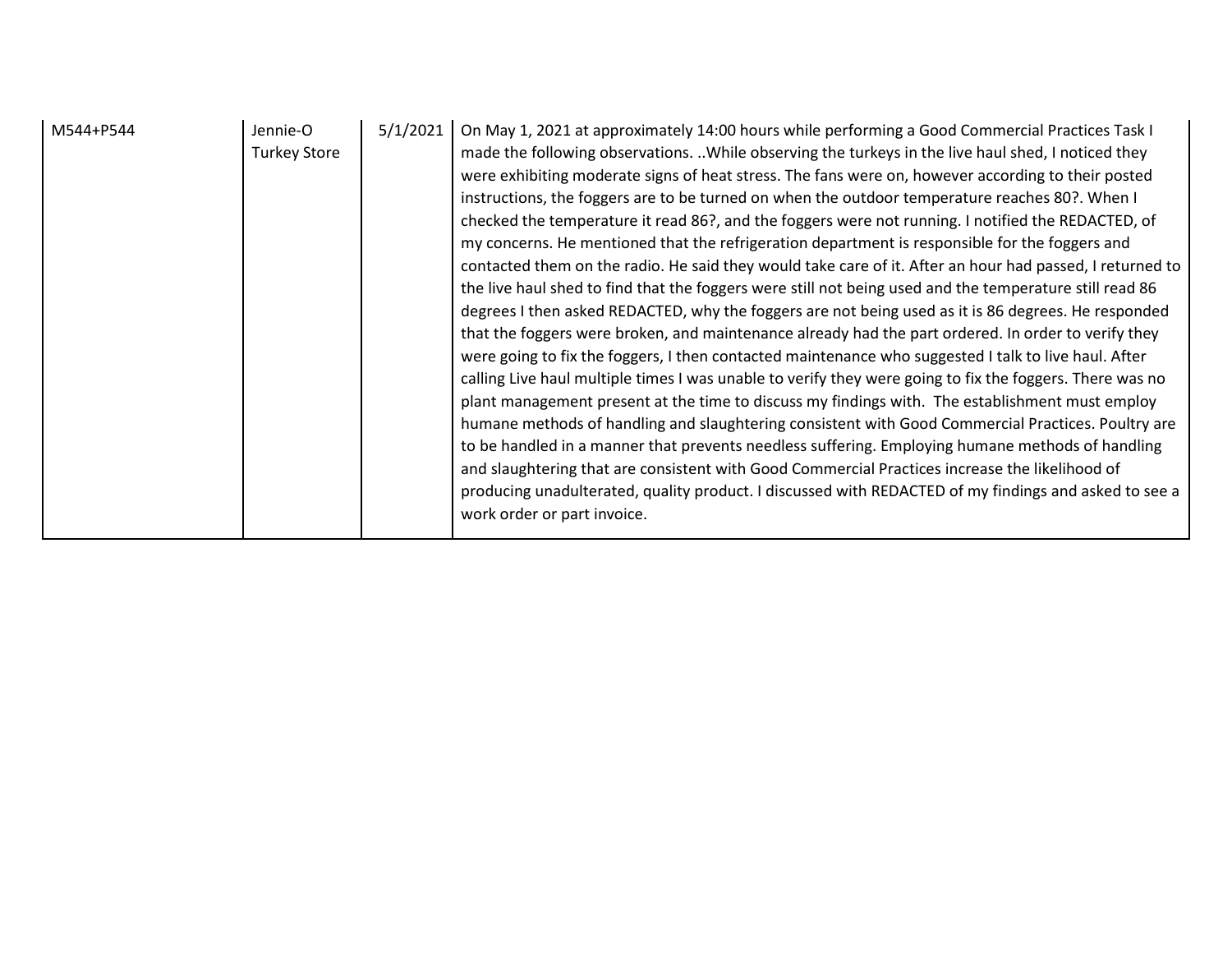| M544+P544 | Jennie-O Turkey Store | 5/1/2021 | On May 1, 2021 at approximately 14:00 hours while performing a Good Commercial Practices Task I made the following observations. ..While observing the turkeys in the live haul shed, I noticed they were exhibiting moderate signs of heat stress. The fans were on, however according to their posted instructions, the foggers are to be turned on when the outdoor temperature reaches 80?. When I checked the temperature it read 86?, and the foggers were not running. I notified the REDACTED, of my concerns. He mentioned that the refrigeration department is responsible for the foggers and contacted them on the radio. He said they would take care of it. After an hour had passed, I returned to the live haul shed to find that the foggers were still not being used and the temperature still read 86 degrees I then asked REDACTED, why the foggers are not being used as it is 86 degrees. He responded that the foggers were broken, and maintenance already had the part ordered. In order to verify they were going to fix the foggers, I then contacted maintenance who suggested I talk to live haul. After calling Live haul multiple times I was unable to verify they were going to fix the foggers. There was no plant management present at the time to discuss my findings with. The establishment must employ humane methods of handling and slaughtering consistent with Good Commercial Practices. Poultry are to be handled in a manner that prevents needless suffering. Employing humane methods of handling and slaughtering that are consistent with Good Commercial Practices increase the likelihood of producing unadulterated, quality product. I discussed with REDACTED of my findings and asked to see a work order or part invoice. |
|---|---|---|---|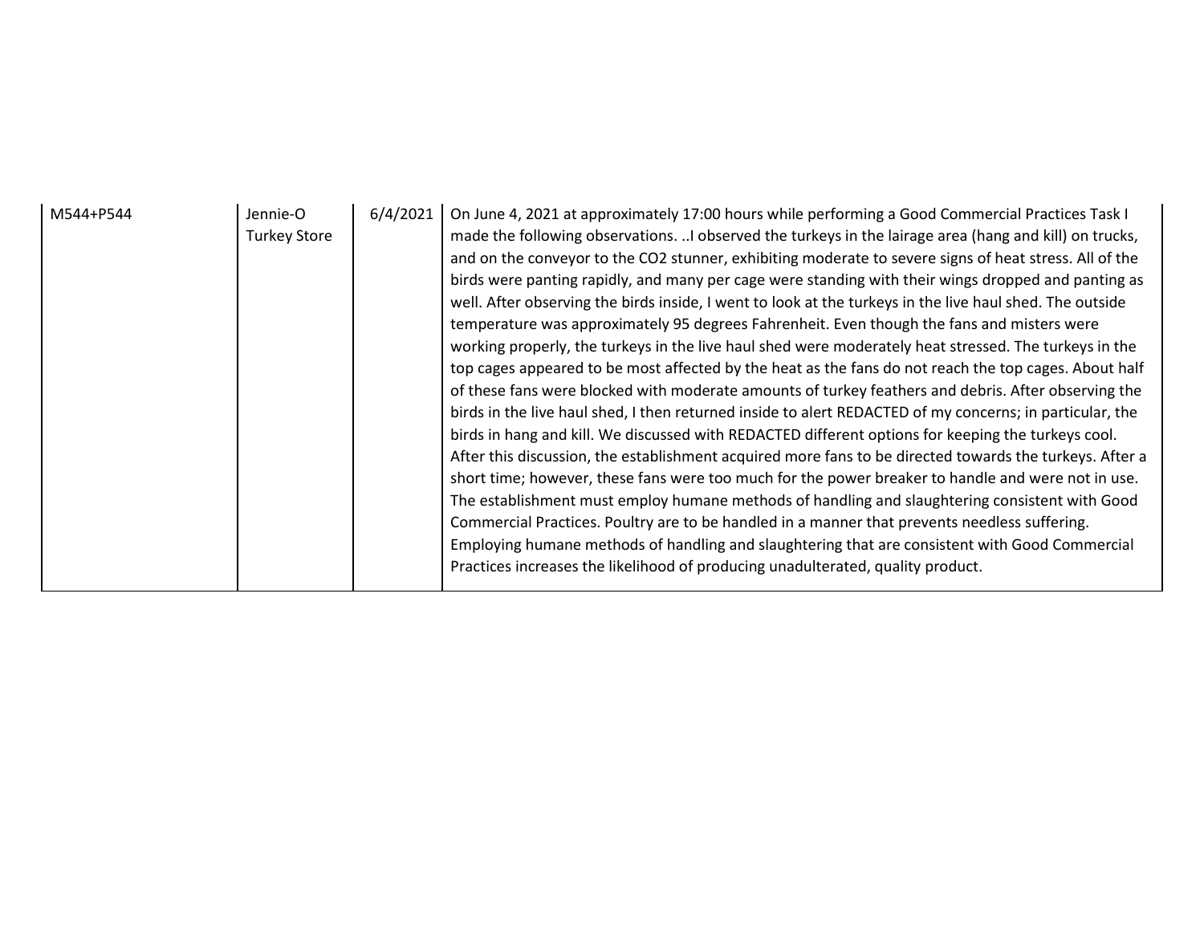| M544+P544 | Jennie-O Turkey Store | 6/4/2021 | On June 4, 2021 at approximately 17:00 hours while performing a Good Commercial Practices Task I made the following observations. ..I observed the turkeys in the lairage area (hang and kill) on trucks, and on the conveyor to the $CO_2$ stunner, exhibiting moderate to severe signs of heat stress. All of the birds were panting rapidly, and many per cage were standing with their wings dropped and panting as well. After observing the birds inside, I went to look at the turkeys in the live haul shed. The outside temperature was approximately 95 degrees Fahrenheit. Even though the fans and misters were working properly, the turkeys in the live haul shed were moderately heat stressed. The turkeys in the top cages appeared to be most affected by the heat as the fans do not reach the top cages. About half of these fans were blocked with moderate amounts of turkey feathers and debris. After observing the birds in the live haul shed, I then returned inside to alert REDACTED of my concerns; in particular, the birds in hang and kill. We discussed with REDACTED different options for keeping the turkeys cool. After this discussion, the establishment acquired more fans to be directed towards the turkeys. After a short time; however, these fans were too much for the power breaker to handle and were not in use. The establishment must employ humane methods of handling and slaughtering consistent with Good Commercial Practices. Poultry are to be handled in a manner that prevents needless suffering. Employing humane methods of handling and slaughtering that are consistent with Good Commercial Practices increases the likelihood of producing unadulterated, quality product. |
|---|---|---|---|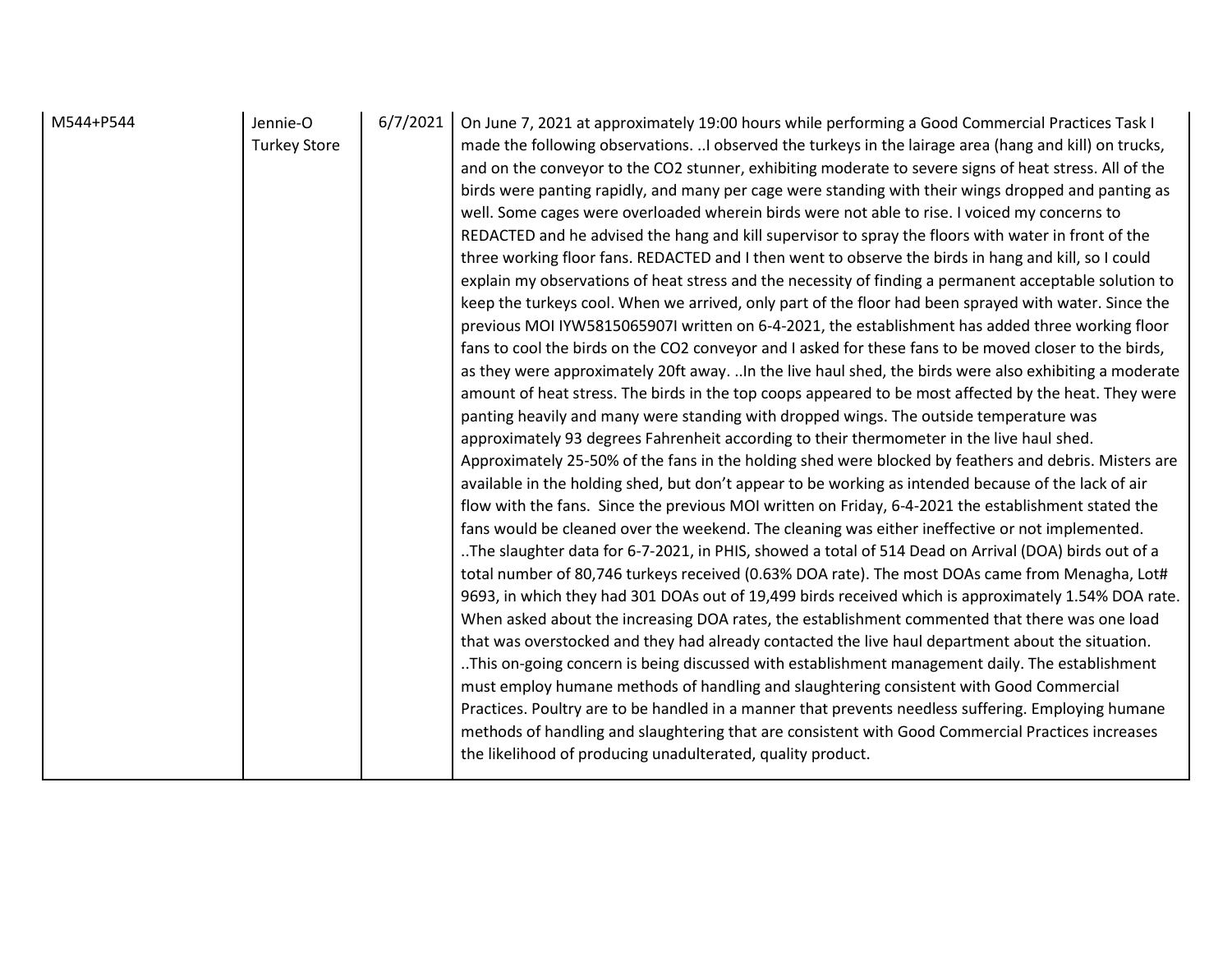| M544+P544 | Jennie-O Turkey Store | 6/7/2021 | On June 7, 2021 at approximately 19:00 hours while performing a Good Commercial Practices Task I made the following observations. ..I observed the turkeys in the lairage area (hang and kill) on trucks, and on the conveyor to the $CO_2$ stunner, exhibiting moderate to severe signs of heat stress. All of the birds were panting rapidly, and many per cage were standing with their wings dropped and panting as well. Some cages were overloaded wherein birds were not able to rise. I voiced my concerns to REDACTED and he advised the hang and kill supervisor to spray the floors with water in front of the three working floor fans. REDACTED and I then went to observe the birds in hang and kill, so I could explain my observations of heat stress and the necessity of finding a permanent acceptable solution to keep the turkeys cool. When we arrived, only part of the floor had been sprayed with water. Since the previous MOI IYW5815065907I written on 6-4-2021, the establishment has added three working floor fans to cool the birds on the $CO_2$ conveyor and I asked for these fans to be moved closer to the birds, as they were approximately 20ft away. ..In the live haul shed, the birds were also exhibiting a moderate amount of heat stress. The birds in the top coops appeared to be most affected by the heat. They were panting heavily and many were standing with dropped wings. The outside temperature was approximately 93 degrees Fahrenheit according to their thermometer in the live haul shed. Approximately 25-50% of the fans in the holding shed were blocked by feathers and debris. Misters are available in the holding shed, but don't appear to be working as intended because of the lack of air flow with the fans. Since the previous MOI written on Friday, 6-4-2021 the establishment stated the fans would be cleaned over the weekend. The cleaning was either ineffective or not implemented. ..The slaughter data for 6-7-2021, in PHIS, showed a total of 514 Dead on Arrival (DOA) birds out of a total number of 80,746 turkeys received (0.63% DOA rate). The most DOAs came from Menagha, Lot# 9693, in which they had 301 DOAs out of 19,499 birds received which is approximately 1.54% DOA rate. When asked about the increasing DOA rates, the establishment commented that there was one load that was overstocked and they had already contacted the live haul department about the situation. ..This on-going concern is being discussed with establishment management daily. The establishment must employ humane methods of handling and slaughtering consistent with Good Commercial Practices. Poultry are to be handled in a manner that prevents needless suffering. Employing humane methods of handling and slaughtering that are consistent with Good Commercial Practices increases the likelihood of producing unadulterated, quality product. |
|---|---|---|---|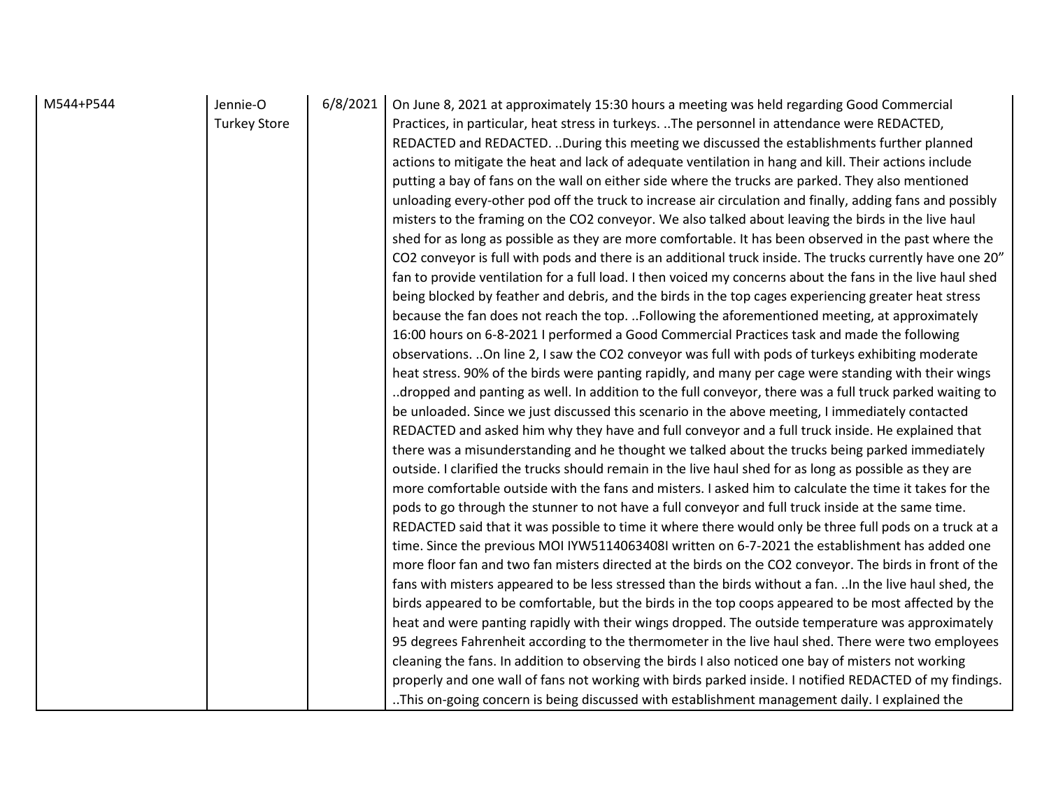| M544+P544 | Jennie-O Turkey Store | 6/8/2021 | On June 8, 2021 at approximately 15:30 hours a meeting was held regarding Good Commercial Practices, in particular, heat stress in turkeys. ..The personnel in attendance were REDACTED, REDACTED and REDACTED. ..During this meeting we discussed the establishments further planned actions to mitigate the heat and lack of adequate ventilation in hang and kill. Their actions include putting a bay of fans on the wall on either side where the trucks are parked. They also mentioned unloading every-other pod off the truck to increase air circulation and finally, adding fans and possibly misters to the framing on the CO2 conveyor. We also talked about leaving the birds in the live haul shed for as long as possible as they are more comfortable. It has been observed in the past where the CO2 conveyor is full with pods and there is an additional truck inside. The trucks currently have one 20" fan to provide ventilation for a full load. I then voiced my concerns about the fans in the live haul shed being blocked by feather and debris, and the birds in the top cages experiencing greater heat stress because the fan does not reach the top. ..Following the aforementioned meeting, at approximately 16:00 hours on 6-8-2021 I performed a Good Commercial Practices task and made the following observations. ..On line 2, I saw the CO2 conveyor was full with pods of turkeys exhibiting moderate heat stress. 90% of the birds were panting rapidly, and many per cage were standing with their wings ..dropped and panting as well. In addition to the full conveyor, there was a full truck parked waiting to be unloaded. Since we just discussed this scenario in the above meeting, I immediately contacted REDACTED and asked him why they have and full conveyor and a full truck inside. He explained that there was a misunderstanding and he thought we talked about the trucks being parked immediately outside. I clarified the trucks should remain in the live haul shed for as long as possible as they are more comfortable outside with the fans and misters. I asked him to calculate the time it takes for the pods to go through the stunner to not have a full conveyor and full truck inside at the same time. REDACTED said that it was possible to time it where there would only be three full pods on a truck at a time. Since the previous MOI IYW5114063408I written on 6-7-2021 the establishment has added one more floor fan and two fan misters directed at the birds on the CO2 conveyor. The birds in front of the fans with misters appeared to be less stressed than the birds without a fan. ..In the live haul shed, the birds appeared to be comfortable, but the birds in the top coops appeared to be most affected by the heat and were panting rapidly with their wings dropped. The outside temperature was approximately 95 degrees Fahrenheit according to the thermometer in the live haul shed. There were two employees cleaning the fans. In addition to observing the birds I also noticed one bay of misters not working properly and one wall of fans not working with birds parked inside. I notified REDACTED of my findings. ..This on-going concern is being discussed with establishment management daily. I explained the |
|---|---|---|---|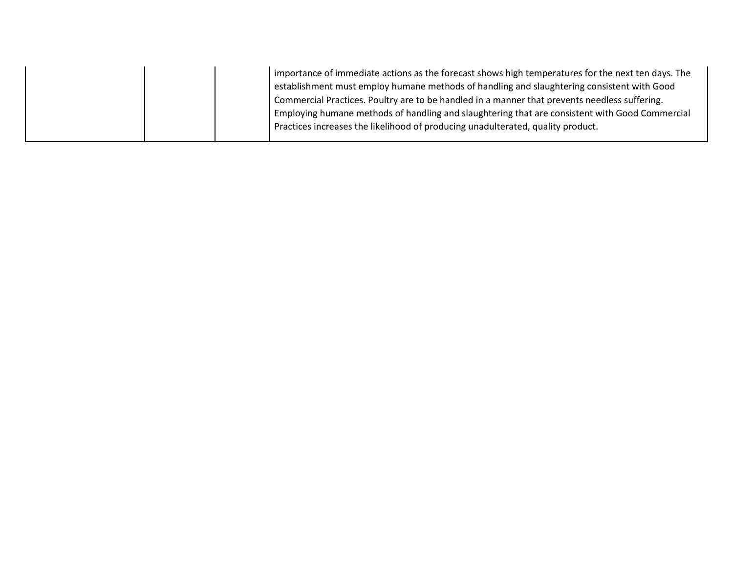| | | | |
|---|---|---|---|
| | | | importance of immediate actions as the forecast shows high temperatures for the next ten days. The establishment must employ humane methods of handling and slaughtering consistent with Good Commercial Practices. Poultry are to be handled in a manner that prevents needless suffering. Employing humane methods of handling and slaughtering that are consistent with Good Commercial Practices increases the likelihood of producing unadulterated, quality product. |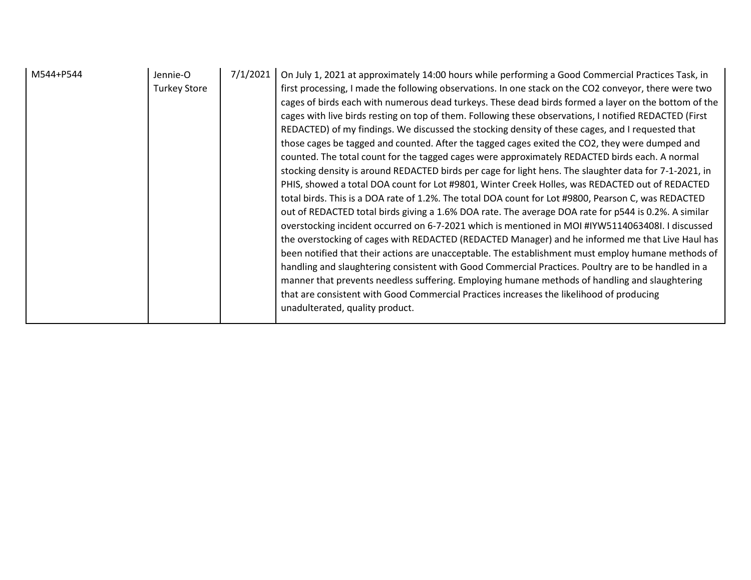| | | | |
|---|---|---|---|
| M544+P544 | Jennie-O Turkey Store | 7/1/2021 | On July 1, 2021 at approximately 14:00 hours while performing a Good Commercial Practices Task, in first processing, I made the following observations. In one stack on the $CO_2$ conveyor, there were two cages of birds each with numerous dead turkeys. These dead birds formed a layer on the bottom of the cages with live birds resting on top of them. Following these observations, I notified REDACTED (First REDACTED) of my findings. We discussed the stocking density of these cages, and I requested that those cages be tagged and counted. After the tagged cages exited the $CO_2$, they were dumped and counted. The total count for the tagged cages were approximately REDACTED birds each. A normal stocking density is around REDACTED birds per cage for light hens. The slaughter data for 7-1-2021, in PHIS, showed a total DOA count for Lot #9801, Winter Creek Holles, was REDACTED out of REDACTED total birds. This is a DOA rate of 1.2%. The total DOA count for Lot #9800, Pearson C, was REDACTED out of REDACTED total birds giving a 1.6% DOA rate. The average DOA rate for p544 is 0.2%. A similar overstocking incident occurred on 6-7-2021 which is mentioned in MOI #IYW5114063408I. I discussed the overstocking of cages with REDACTED (REDACTED Manager) and he informed me that Live Haul has been notified that their actions are unacceptable. The establishment must employ humane methods of handling and slaughtering consistent with Good Commercial Practices. Poultry are to be handled in a manner that prevents needless suffering. Employing humane methods of handling and slaughtering that are consistent with Good Commercial Practices increases the likelihood of producing unadulterated, quality product. |